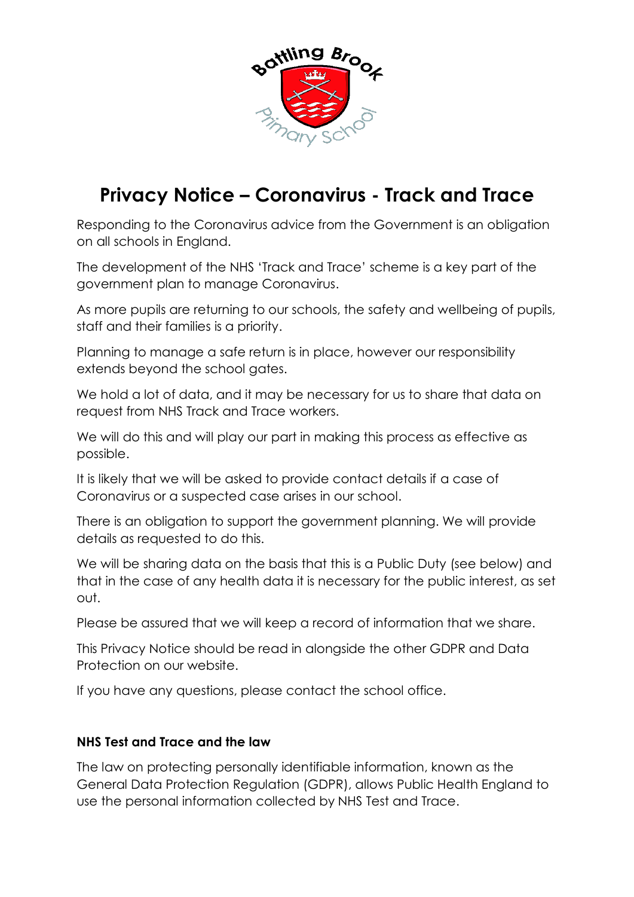# Privacy Notice – Coronavirus - Track and Trace

Responding to the Coronavirus advice from the Government is an obligation on all schools in England.

The development of the NHS 'Track and Trace' scheme is a key part of the government plan to manage Coronavirus.

As more pupils are returning to our schools, the safety and wellbeing of pupils, staff and their families is a priority.

Planning to manage a safe return is in place, however our responsibility extends beyond the school gates.

We hold a lot of data, and it may be necessary for us to share that data on request from NHS Track and Trace workers.

We will do this and will play our part in making this process as effective as possible.

It is likely that we will be asked to provide contact details if a case of Coronavirus or a suspected case arises in our school.

There is an obligation to support the government planning. We will provide details as requested to do this.

We will be sharing data on the basis that this is a Public Duty (see below) and that in the case of any health data it is necessary for the public interest, as set out.

Please be assured that we will keep a record of information that we share.

This Privacy Notice should be read in alongside the other GDPR and Data Protection on our website.

If you have any questions, please contact the school office.

**NHS Test and Trace and the law**

The law on protecting personally identifiable information, known as the General Data Protection Regulation (GDPR), allows Public Health England to use the personal information collected by NHS Test and Trace.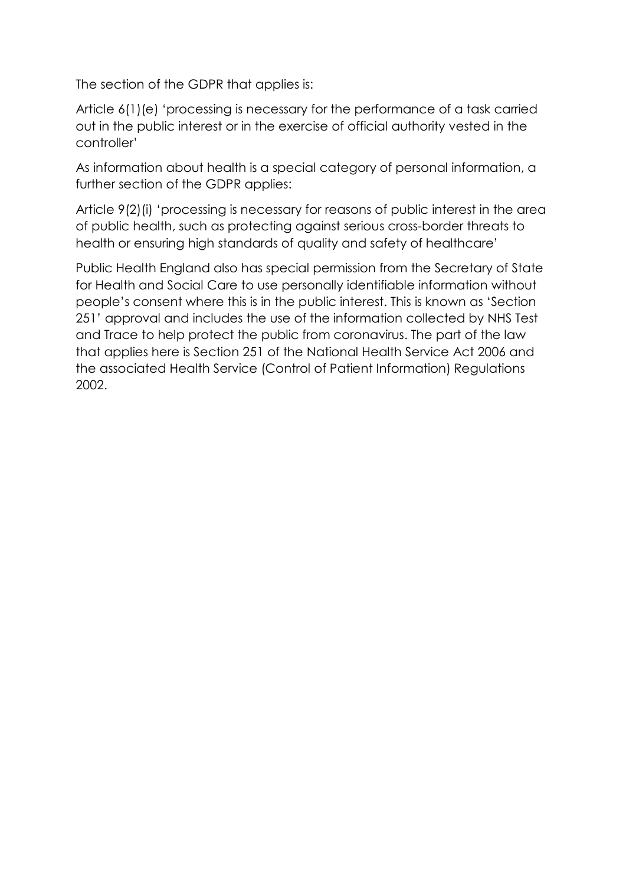The section of the GDPR that applies is:

Article 6(1)(e) ‘processing is necessary for the performance of a task carried out in the public interest or in the exercise of official authority vested in the controller’

As information about health is a special category of personal information, a further section of the GDPR applies:

Article 9(2)(i) ‘processing is necessary for reasons of public interest in the area of public health, such as protecting against serious cross-border threats to health or ensuring high standards of quality and safety of healthcare’

Public Health England also has special permission from the Secretary of State for Health and Social Care to use personally identifiable information without people’s consent where this is in the public interest. This is known as ‘Section 251’ approval and includes the use of the information collected by NHS Test and Trace to help protect the public from coronavirus. The part of the law that applies here is Section 251 of the National Health Service Act 2006 and the associated Health Service (Control of Patient Information) Regulations 2002.